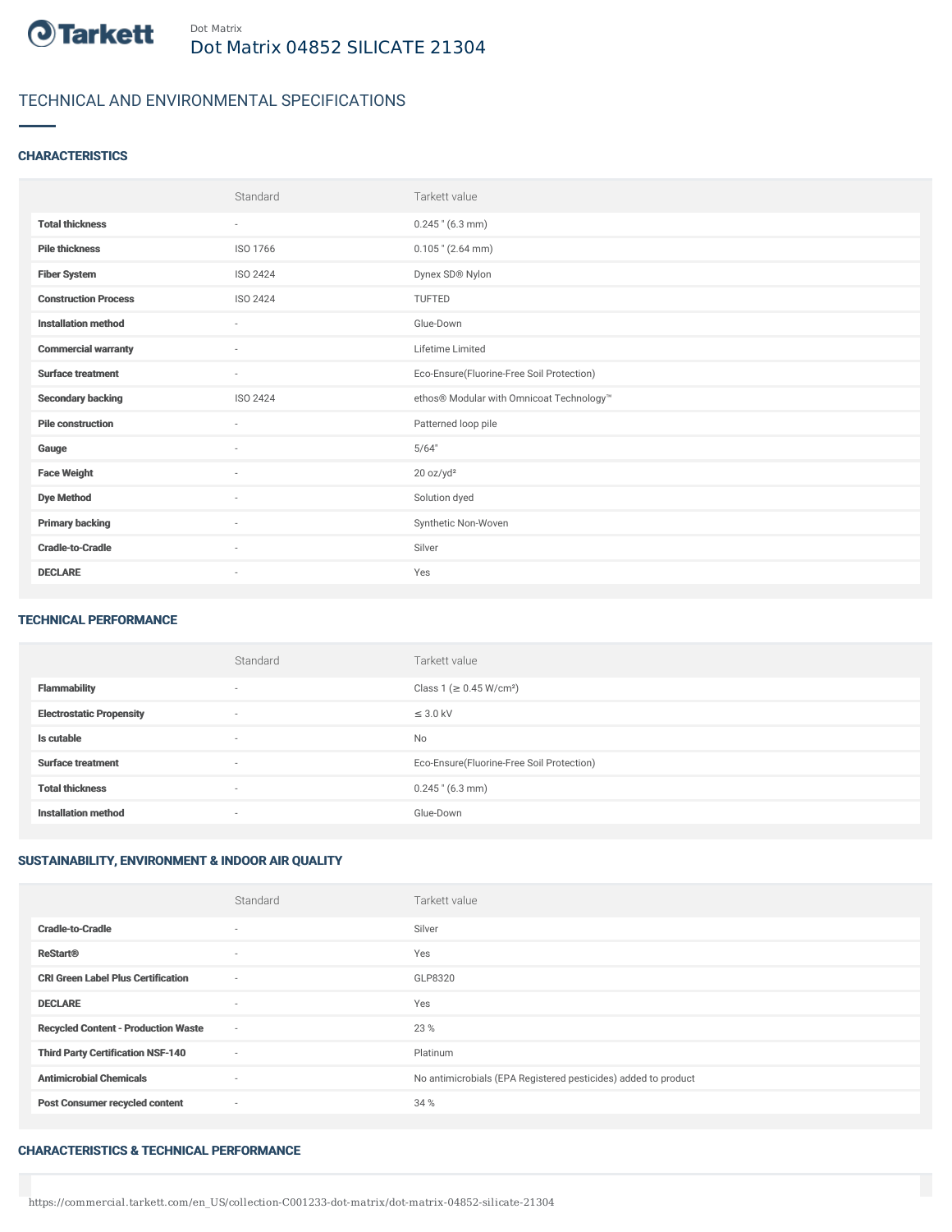Tarkett

Dot Matrix

# Dot Matrix 04852 SILICATE 21304

## TECHNICAL AND ENVIRONMENTAL SPECIFICATIONS

### CHARACTERISTICS

| | Standard | Tarkett value |
|---|---|---|
| **Total thickness** | - | 0.245 " (6.3 mm) |
| **Pile thickness** | ISO 1766 | 0.105 " (2.64 mm) |
| **Fiber System** | ISO 2424 | Dynex SD® Nylon |
| **Construction Process** | ISO 2424 | TUFTED |
| **Installation method** | - | Glue-Down |
| **Commercial warranty** | - | Lifetime Limited |
| **Surface treatment** | - | Eco-Ensure(Fluorine-Free Soil Protection) |
| **Secondary backing** | ISO 2424 | ethos® Modular with Omnicoat Technology™ |
| **Pile construction** | - | Patterned loop pile |
| **Gauge** | - | 5/64" |
| **Face Weight** | - | 20 oz/yd² |
| **Dye Method** | - | Solution dyed |
| **Primary backing** | - | Synthetic Non-Woven |
| **Cradle-to-Cradle** | - | Silver |
| **DECLARE** | - | Yes |

### TECHNICAL PERFORMANCE

| | Standard | Tarkett value |
|---|---|---|
| **Flammability** | - | Class 1 (≥ 0.45 W/cm²) |
| **Electrostatic Propensity** | - | ≤ 3.0 kV |
| **Is cutable** | - | No |
| **Surface treatment** | - | Eco-Ensure(Fluorine-Free Soil Protection) |
| **Total thickness** | - | 0.245 " (6.3 mm) |
| **Installation method** | - | Glue-Down |

### SUSTAINABILITY, ENVIRONMENT & INDOOR AIR QUALITY

| | Standard | Tarkett value |
|---|---|---|
| **Cradle-to-Cradle** | - | Silver |
| **ReStart®** | - | Yes |
| **CRI Green Label Plus Certification** | - | GLP8320 |
| **DECLARE** | - | Yes |
| **Recycled Content - Production Waste** | - | 23 % |
| **Third Party Certification NSF-140** | - | Platinum |
| **Antimicrobial Chemicals** | - | No antimicrobials (EPA Registered pesticides) added to product |
| **Post Consumer recycled content** | - | 34 % |

### CHARACTERISTICS & TECHNICAL PERFORMANCE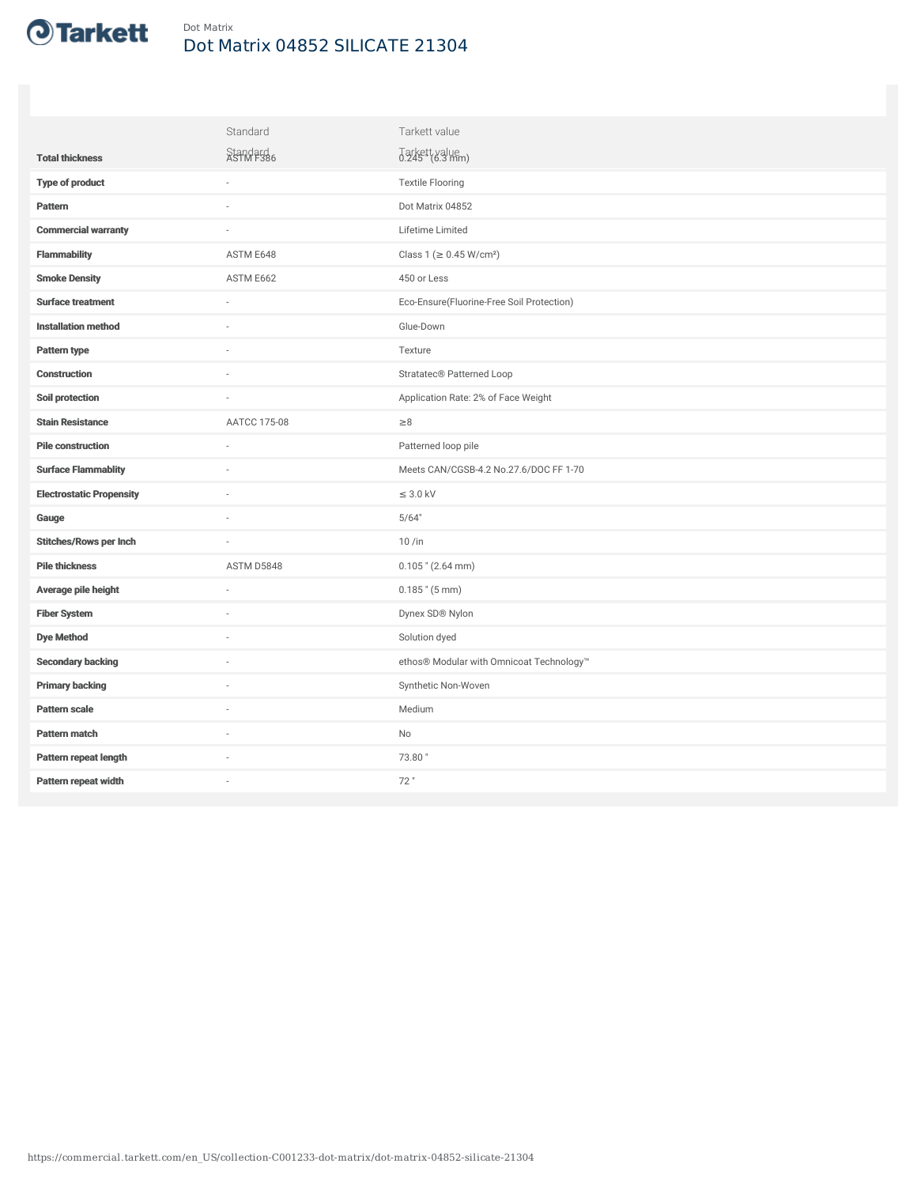Dot Matrix

# Dot Matrix 04852 SILICATE 21304

| | Standard | Tarkett value |
|---|---|---|
| **Total thickness** | ASTM F386 | 0.245 " (6.3 mm) |
| **Type of product** | - | Textile Flooring |
| **Pattern** | - | Dot Matrix 04852 |
| **Commercial warranty** | - | Lifetime Limited |
| **Flammability** | ASTM E648 | Class 1 (≥ 0.45 W/cm²) |
| **Smoke Density** | ASTM E662 | 450 or Less |
| **Surface treatment** | - | Eco-Ensure(Fluorine-Free Soil Protection) |
| **Installation method** | - | Glue-Down |
| **Pattern type** | - | Texture |
| **Construction** | - | Stratatec® Patterned Loop |
| **Soil protection** | - | Application Rate: 2% of Face Weight |
| **Stain Resistance** | AATCC 175-08 | ≥8 |
| **Pile construction** | - | Patterned loop pile |
| **Surface Flammablity** | - | Meets CAN/CGSB-4.2 No.27.6/DOC FF 1-70 |
| **Electrostatic Propensity** | - | ≤ 3.0 kV |
| **Gauge** | - | 5/64" |
| **Stitches/Rows per Inch** | - | 10 /in |
| **Pile thickness** | ASTM D5848 | 0.105 " (2.64 mm) |
| **Average pile height** | - | 0.185 " (5 mm) |
| **Fiber System** | - | Dynex SD® Nylon |
| **Dye Method** | - | Solution dyed |
| **Secondary backing** | - | ethos® Modular with Omnicoat Technology™ |
| **Primary backing** | - | Synthetic Non-Woven |
| **Pattern scale** | - | Medium |
| **Pattern match** | - | No |
| **Pattern repeat length** | - | 73.80 " |
| **Pattern repeat width** | - | 72 " |

https://commercial.tarkett.com/en_US/collection-C001233-dot-matrix/dot-matrix-04852-silicate-21304